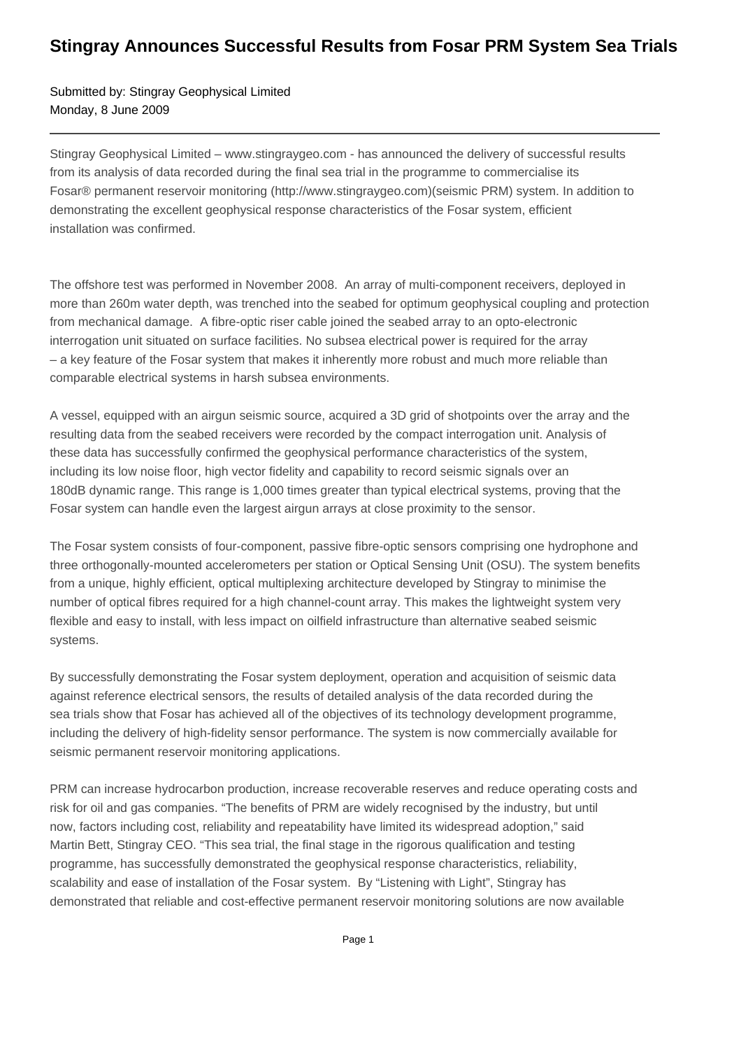# Stingray Announces Successful Results from Fosar PRM System Sea Trials

Submitted by: Stingray Geophysical Limited
Monday, 8 June 2009

---

Stingray Geophysical Limited – www.stingraygeo.com - has announced the delivery of successful results from its analysis of data recorded during the final sea trial in the programme to commercialise its Fosar® permanent reservoir monitoring (http://www.stingraygeo.com)(seismic PRM) system. In addition to demonstrating the excellent geophysical response characteristics of the Fosar system, efficient installation was confirmed.

The offshore test was performed in November 2008. An array of multi-component receivers, deployed in more than 260m water depth, was trenched into the seabed for optimum geophysical coupling and protection from mechanical damage. A fibre-optic riser cable joined the seabed array to an opto-electronic interrogation unit situated on surface facilities. No subsea electrical power is required for the array – a key feature of the Fosar system that makes it inherently more robust and much more reliable than comparable electrical systems in harsh subsea environments.

A vessel, equipped with an airgun seismic source, acquired a 3D grid of shotpoints over the array and the resulting data from the seabed receivers were recorded by the compact interrogation unit. Analysis of these data has successfully confirmed the geophysical performance characteristics of the system, including its low noise floor, high vector fidelity and capability to record seismic signals over an 180dB dynamic range. This range is 1,000 times greater than typical electrical systems, proving that the Fosar system can handle even the largest airgun arrays at close proximity to the sensor.

The Fosar system consists of four-component, passive fibre-optic sensors comprising one hydrophone and three orthogonally-mounted accelerometers per station or Optical Sensing Unit (OSU). The system benefits from a unique, highly efficient, optical multiplexing architecture developed by Stingray to minimise the number of optical fibres required for a high channel-count array. This makes the lightweight system very flexible and easy to install, with less impact on oilfield infrastructure than alternative seabed seismic systems.

By successfully demonstrating the Fosar system deployment, operation and acquisition of seismic data against reference electrical sensors, the results of detailed analysis of the data recorded during the sea trials show that Fosar has achieved all of the objectives of its technology development programme, including the delivery of high-fidelity sensor performance. The system is now commercially available for seismic permanent reservoir monitoring applications.

PRM can increase hydrocarbon production, increase recoverable reserves and reduce operating costs and risk for oil and gas companies. "The benefits of PRM are widely recognised by the industry, but until now, factors including cost, reliability and repeatability have limited its widespread adoption," said Martin Bett, Stingray CEO. "This sea trial, the final stage in the rigorous qualification and testing programme, has successfully demonstrated the geophysical response characteristics, reliability, scalability and ease of installation of the Fosar system. By "Listening with Light", Stingray has demonstrated that reliable and cost-effective permanent reservoir monitoring solutions are now available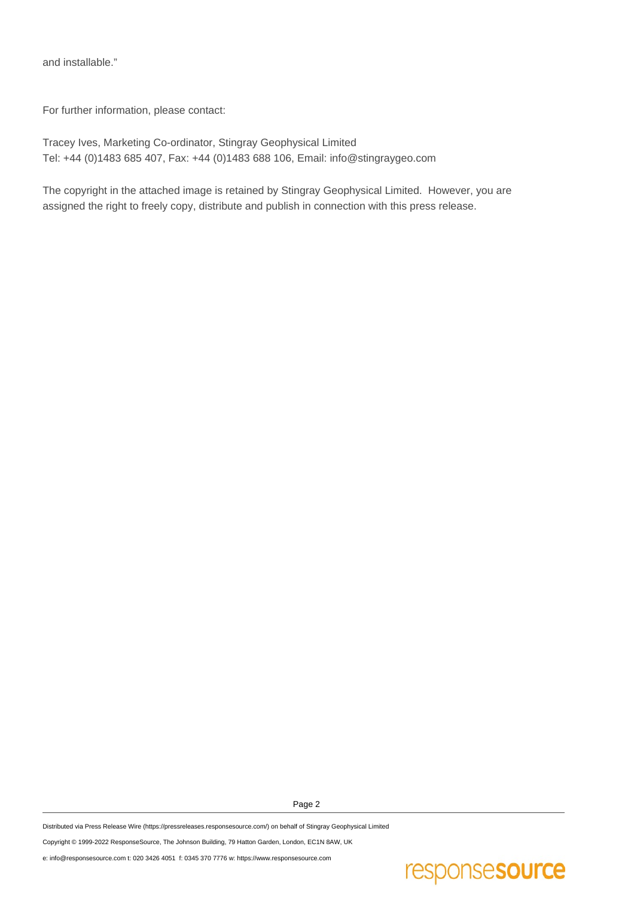and installable."

For further information, please contact:

Tracey Ives, Marketing Co-ordinator, Stingray Geophysical Limited
Tel: +44 (0)1483 685 407, Fax: +44 (0)1483 688 106, Email: info@stingraygeo.com

The copyright in the attached image is retained by Stingray Geophysical Limited. However, you are assigned the right to freely copy, distribute and publish in connection with this press release.